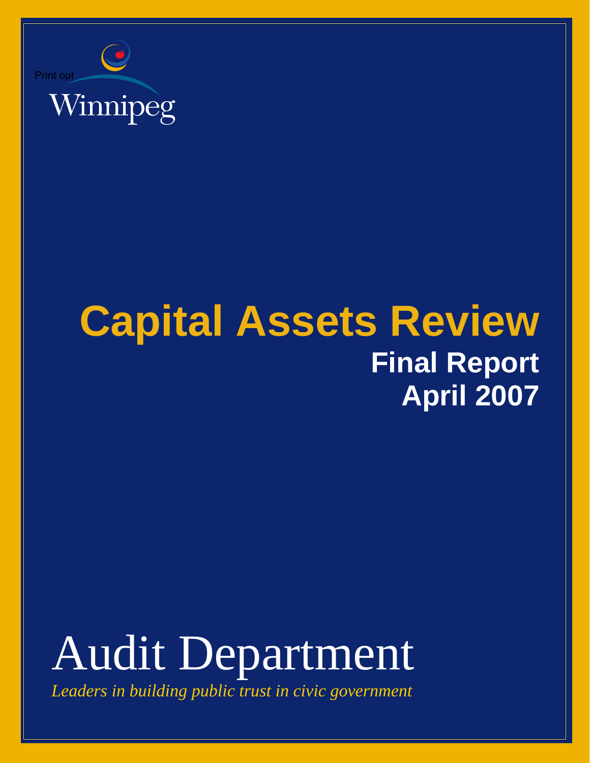Print opt

Winnipeg

# Capital Assets Review

## Final Report

## April 2007

Audit Department

*Leaders in building public trust in civic government*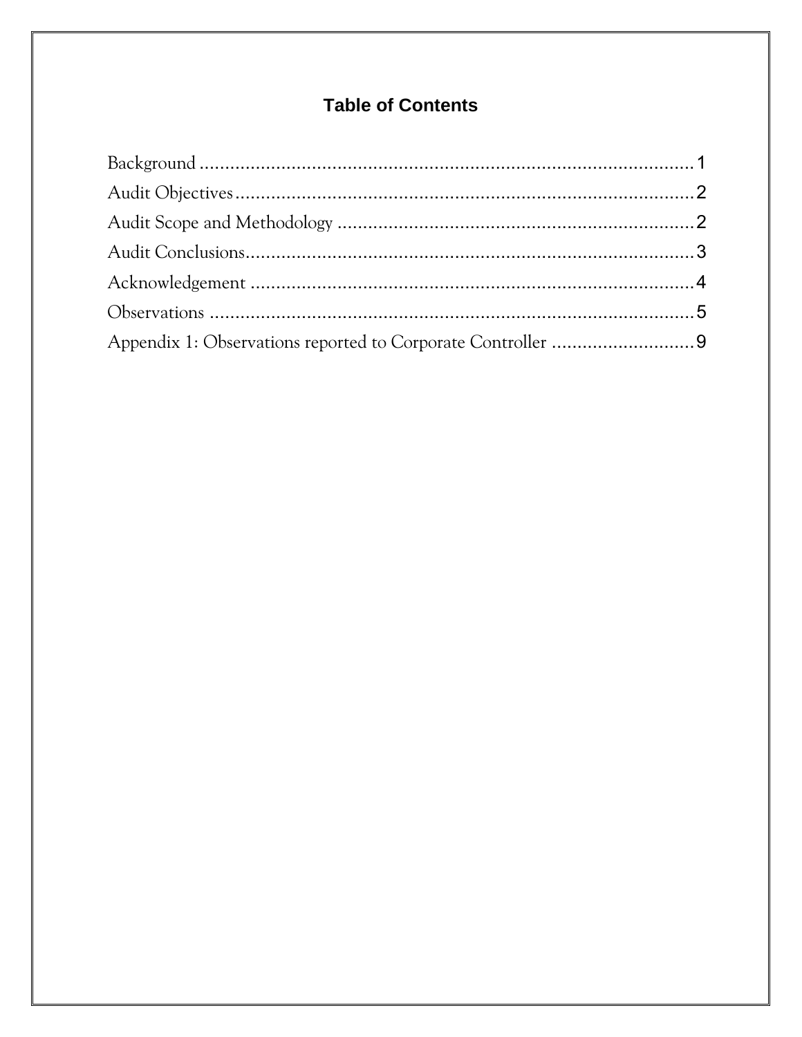# Table of Contents

Background ........................................................................................ 1

Audit Objectives ................................................................................. 2

Audit Scope and Methodology ............................................................ 2

Audit Conclusions ............................................................................... 3

Acknowledgement ............................................................................... 4

Observations ....................................................................................... 5

Appendix 1: Observations reported to Corporate Controller .................. 9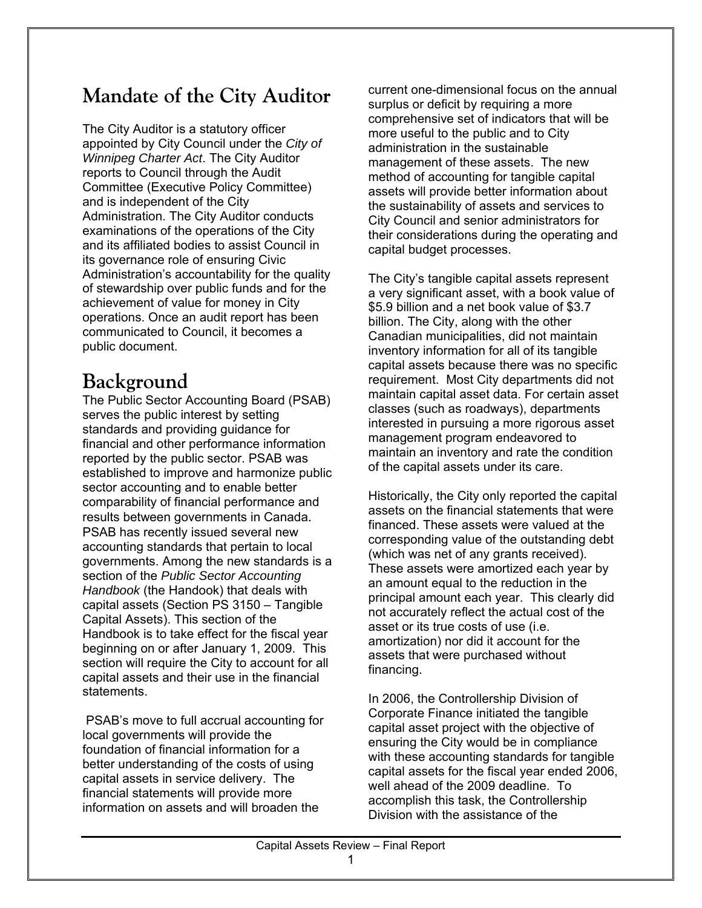# Mandate of the City Auditor

The City Auditor is a statutory officer appointed by City Council under the *City of Winnipeg Charter Act*. The City Auditor reports to Council through the Audit Committee (Executive Policy Committee) and is independent of the City Administration. The City Auditor conducts examinations of the operations of the City and its affiliated bodies to assist Council in its governance role of ensuring Civic Administration's accountability for the quality of stewardship over public funds and for the achievement of value for money in City operations. Once an audit report has been communicated to Council, it becomes a public document.

# Background

The Public Sector Accounting Board (PSAB) serves the public interest by setting standards and providing guidance for financial and other performance information reported by the public sector. PSAB was established to improve and harmonize public sector accounting and to enable better comparability of financial performance and results between governments in Canada. PSAB has recently issued several new accounting standards that pertain to local governments. Among the new standards is a section of the *Public Sector Accounting Handbook* (the Handook) that deals with capital assets (Section PS 3150 – Tangible Capital Assets). This section of the Handbook is to take effect for the fiscal year beginning on or after January 1, 2009. This section will require the City to account for all capital assets and their use in the financial statements.

PSAB's move to full accrual accounting for local governments will provide the foundation of financial information for a better understanding of the costs of using capital assets in service delivery. The financial statements will provide more information on assets and will broaden the current one-dimensional focus on the annual surplus or deficit by requiring a more comprehensive set of indicators that will be more useful to the public and to City administration in the sustainable management of these assets. The new method of accounting for tangible capital assets will provide better information about the sustainability of assets and services to City Council and senior administrators for their considerations during the operating and capital budget processes.

The City's tangible capital assets represent a very significant asset, with a book value of $5.9 billion and a net book value of $3.7 billion. The City, along with the other Canadian municipalities, did not maintain inventory information for all of its tangible capital assets because there was no specific requirement. Most City departments did not maintain capital asset data. For certain asset classes (such as roadways), departments interested in pursuing a more rigorous asset management program endeavored to maintain an inventory and rate the condition of the capital assets under its care.

Historically, the City only reported the capital assets on the financial statements that were financed. These assets were valued at the corresponding value of the outstanding debt (which was net of any grants received). These assets were amortized each year by an amount equal to the reduction in the principal amount each year. This clearly did not accurately reflect the actual cost of the asset or its true costs of use (i.e. amortization) nor did it account for the assets that were purchased without financing.

In 2006, the Controllership Division of Corporate Finance initiated the tangible capital asset project with the objective of ensuring the City would be in compliance with these accounting standards for tangible capital assets for the fiscal year ended 2006, well ahead of the 2009 deadline. To accomplish this task, the Controllership Division with the assistance of the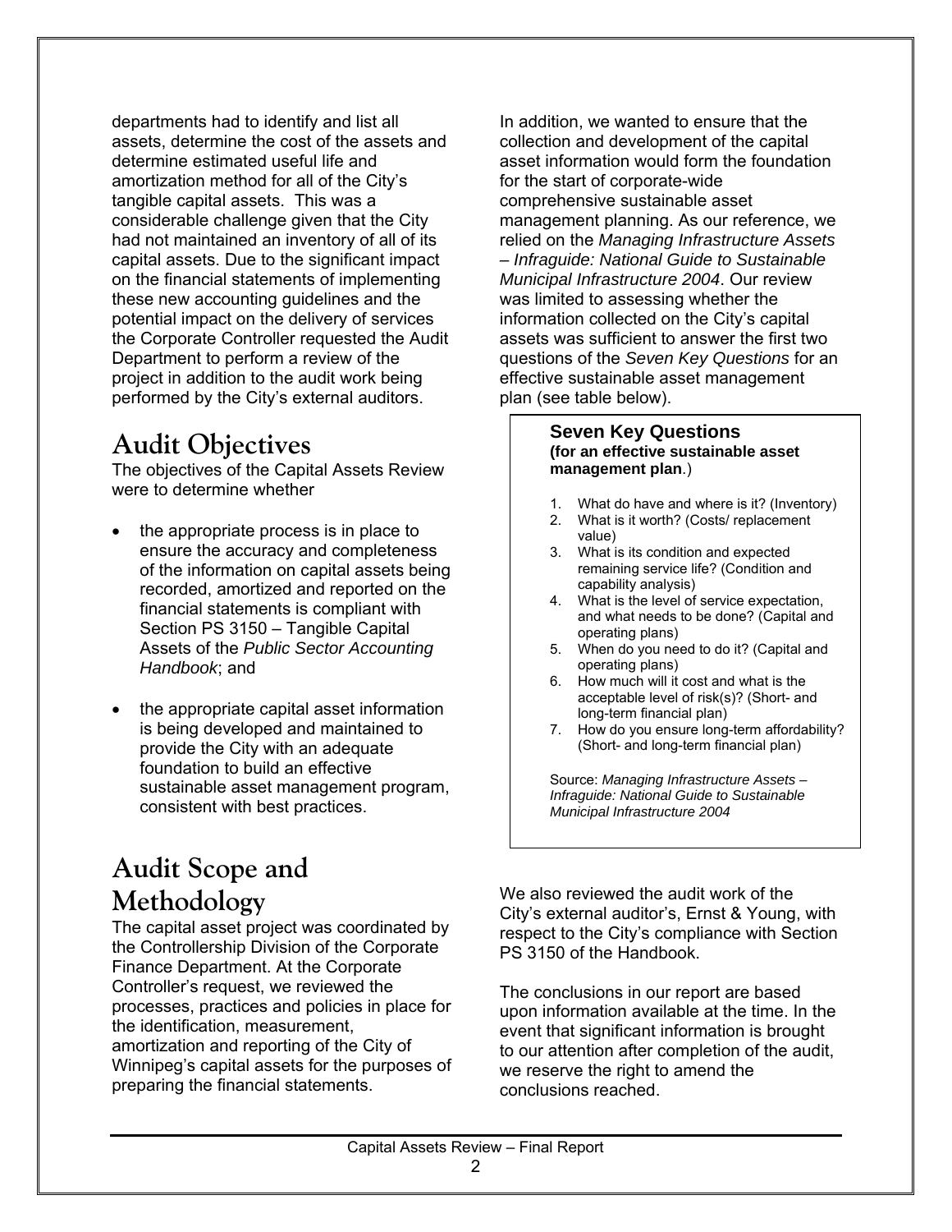departments had to identify and list all assets, determine the cost of the assets and determine estimated useful life and amortization method for all of the City's tangible capital assets. This was a considerable challenge given that the City had not maintained an inventory of all of its capital assets. Due to the significant impact on the financial statements of implementing these new accounting guidelines and the potential impact on the delivery of services the Corporate Controller requested the Audit Department to perform a review of the project in addition to the audit work being performed by the City's external auditors.

## Audit Objectives

The objectives of the Capital Assets Review were to determine whether

- the appropriate process is in place to ensure the accuracy and completeness of the information on capital assets being recorded, amortized and reported on the financial statements is compliant with Section PS 3150 – Tangible Capital Assets of the *Public Sector Accounting Handbook*; and

- the appropriate capital asset information is being developed and maintained to provide the City with an adequate foundation to build an effective sustainable asset management program, consistent with best practices.

## Audit Scope and Methodology

The capital asset project was coordinated by the Controllership Division of the Corporate Finance Department. At the Corporate Controller's request, we reviewed the processes, practices and policies in place for the identification, measurement, amortization and reporting of the City of Winnipeg's capital assets for the purposes of preparing the financial statements.

In addition, we wanted to ensure that the collection and development of the capital asset information would form the foundation for the start of corporate-wide comprehensive sustainable asset management planning. As our reference, we relied on the *Managing Infrastructure Assets – Infraguide: National Guide to Sustainable Municipal Infrastructure 2004*. Our review was limited to assessing whether the information collected on the City's capital assets was sufficient to answer the first two questions of the *Seven Key Questions* for an effective sustainable asset management plan (see table below).

**Seven Key Questions**
**(for an effective sustainable asset management plan**.)

1. What do have and where is it? (Inventory)
2. What is it worth? (Costs/ replacement value)
3. What is its condition and expected remaining service life? (Condition and capability analysis)
4. What is the level of service expectation, and what needs to be done? (Capital and operating plans)
5. When do you need to do it? (Capital and operating plans)
6. How much will it cost and what is the acceptable level of risk(s)? (Short- and long-term financial plan)
7. How do you ensure long-term affordability? (Short- and long-term financial plan)

Source: *Managing Infrastructure Assets – Infraguide: National Guide to Sustainable Municipal Infrastructure 2004*

We also reviewed the audit work of the City's external auditor's, Ernst & Young, with respect to the City's compliance with Section PS 3150 of the Handbook.

The conclusions in our report are based upon information available at the time. In the event that significant information is brought to our attention after completion of the audit, we reserve the right to amend the conclusions reached.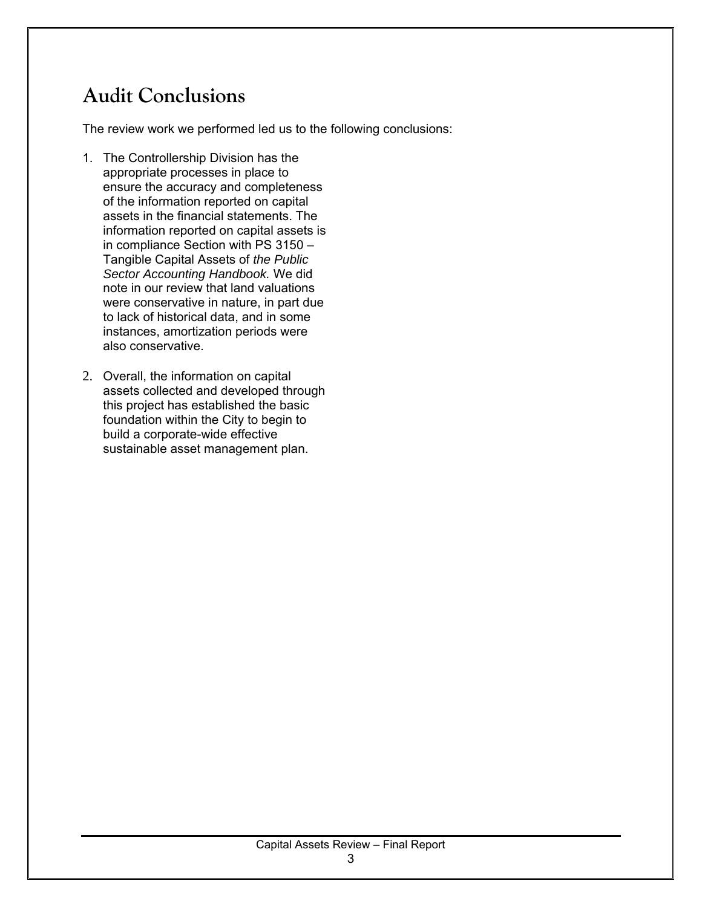# Audit Conclusions

The review work we performed led us to the following conclusions:

1. The Controllership Division has the appropriate processes in place to ensure the accuracy and completeness of the information reported on capital assets in the financial statements. The information reported on capital assets is in compliance Section with PS 3150 – Tangible Capital Assets of *the Public Sector Accounting Handbook.* We did note in our review that land valuations were conservative in nature, in part due to lack of historical data, and in some instances, amortization periods were also conservative.

2. Overall, the information on capital assets collected and developed through this project has established the basic foundation within the City to begin to build a corporate-wide effective sustainable asset management plan.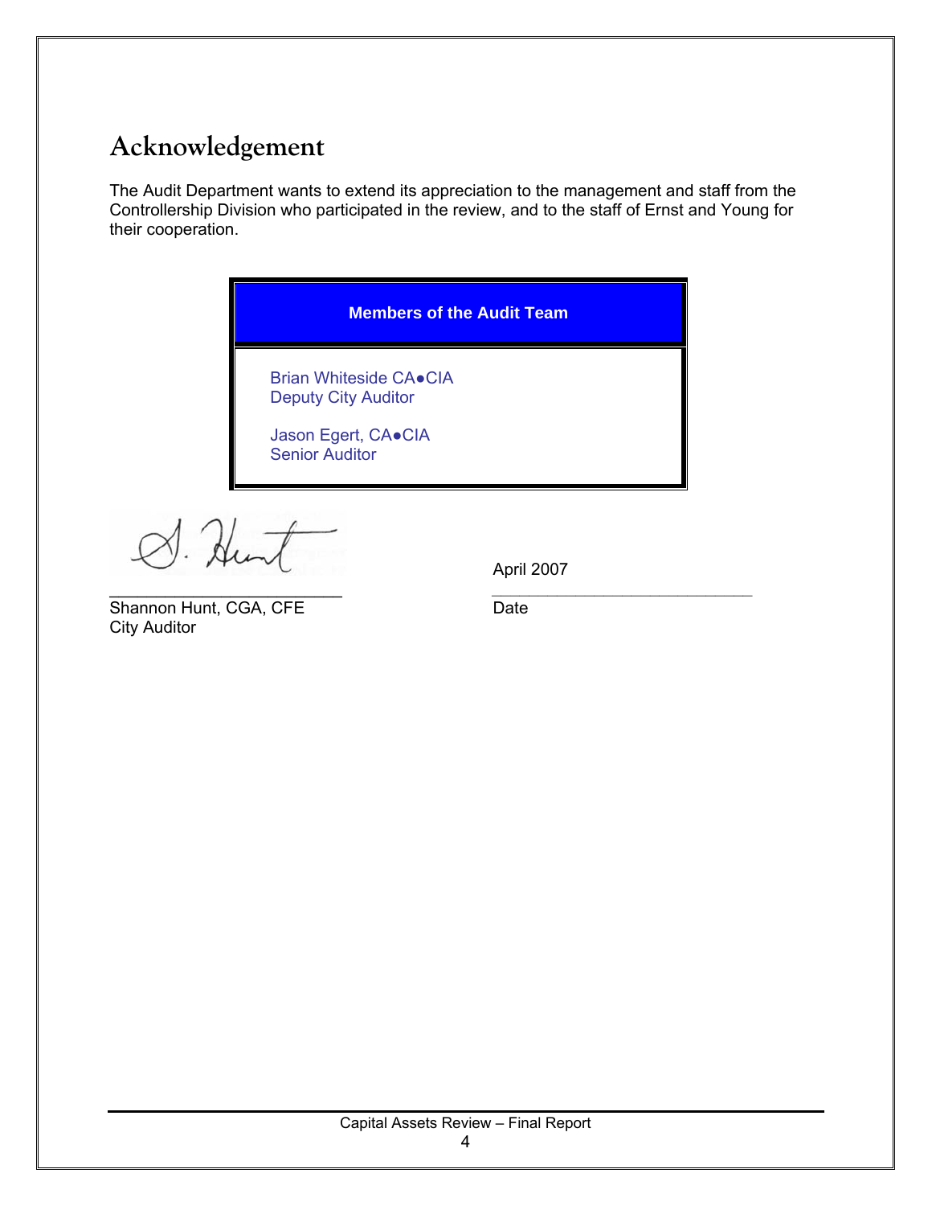# Acknowledgement

The Audit Department wants to extend its appreciation to the management and staff from the Controllership Division who participated in the review, and to the staff of Ernst and Young for their cooperation.

| Members of the Audit Team |
| --- |
| Brian Whiteside CA●CIA<br>Deputy City Auditor<br><br>Jason Egert, CA●CIA<br>Senior Auditor |

Shannon Hunt, CGA, CFE
City Auditor

April 2007
Date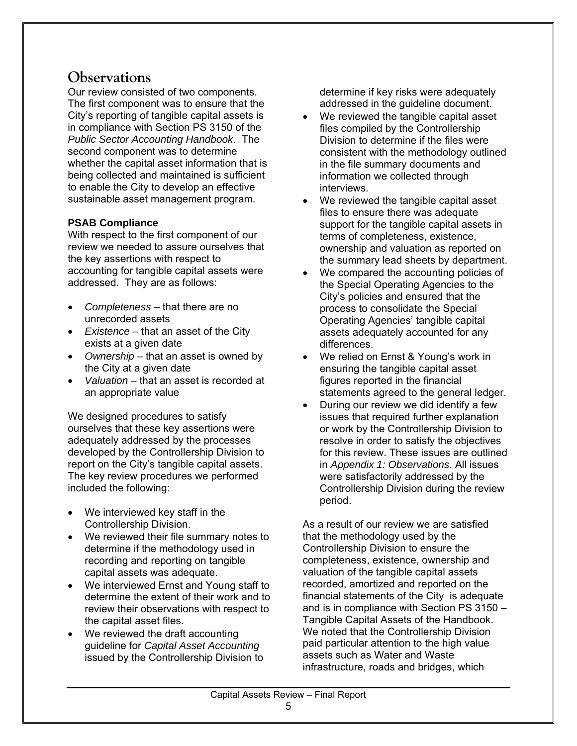# Observations

Our review consisted of two components. The first component was to ensure that the City's reporting of tangible capital assets is in compliance with Section PS 3150 of the *Public Sector Accounting Handbook*. The second component was to determine whether the capital asset information that is being collected and maintained is sufficient to enable the City to develop an effective sustainable asset management program.

**PSAB Compliance**

With respect to the first component of our review we needed to assure ourselves that the key assertions with respect to accounting for tangible capital assets were addressed. They are as follows:

- *Completeness* – that there are no unrecorded assets
- *Existence* – that an asset of the City exists at a given date
- *Ownership* – that an asset is owned by the City at a given date
- *Valuation* – that an asset is recorded at an appropriate value

We designed procedures to satisfy ourselves that these key assertions were adequately addressed by the processes developed by the Controllership Division to report on the City's tangible capital assets. The key review procedures we performed included the following:

- We interviewed key staff in the Controllership Division.
- We reviewed their file summary notes to determine if the methodology used in recording and reporting on tangible capital assets was adequate.
- We interviewed Ernst and Young staff to determine the extent of their work and to review their observations with respect to the capital asset files.
- We reviewed the draft accounting guideline for *Capital Asset Accounting* issued by the Controllership Division to determine if key risks were adequately addressed in the guideline document.
- We reviewed the tangible capital asset files compiled by the Controllership Division to determine if the files were consistent with the methodology outlined in the file summary documents and information we collected through interviews.
- We reviewed the tangible capital asset files to ensure there was adequate support for the tangible capital assets in terms of completeness, existence, ownership and valuation as reported on the summary lead sheets by department.
- We compared the accounting policies of the Special Operating Agencies to the City's policies and ensured that the process to consolidate the Special Operating Agencies' tangible capital assets adequately accounted for any differences.
- We relied on Ernst & Young's work in ensuring the tangible capital asset figures reported in the financial statements agreed to the general ledger.
- During our review we did identify a few issues that required further explanation or work by the Controllership Division to resolve in order to satisfy the objectives for this review. These issues are outlined in *Appendix 1: Observations*. All issues were satisfactorily addressed by the Controllership Division during the review period.

As a result of our review we are satisfied that the methodology used by the Controllership Division to ensure the completeness, existence, ownership and valuation of the tangible capital assets recorded, amortized and reported on the financial statements of the City is adequate and is in compliance with Section PS 3150 – Tangible Capital Assets of the Handbook. We noted that the Controllership Division paid particular attention to the high value assets such as Water and Waste infrastructure, roads and bridges, which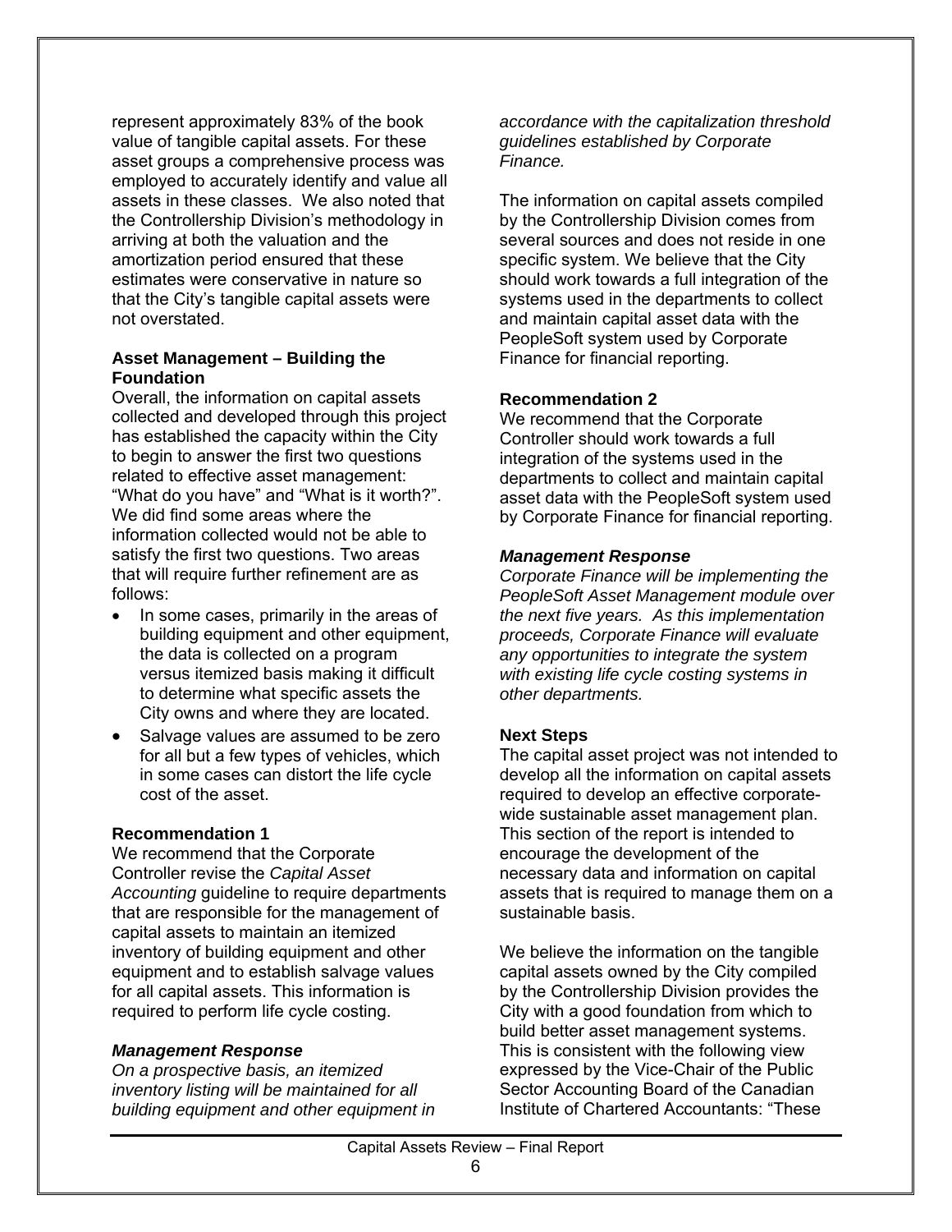represent approximately 83% of the book value of tangible capital assets. For these asset groups a comprehensive process was employed to accurately identify and value all assets in these classes. We also noted that the Controllership Division's methodology in arriving at both the valuation and the amortization period ensured that these estimates were conservative in nature so that the City's tangible capital assets were not overstated.

**Asset Management – Building the Foundation**

Overall, the information on capital assets collected and developed through this project has established the capacity within the City to begin to answer the first two questions related to effective asset management: "What do you have" and "What is it worth?". We did find some areas where the information collected would not be able to satisfy the first two questions. Two areas that will require further refinement are as follows:

- In some cases, primarily in the areas of building equipment and other equipment, the data is collected on a program versus itemized basis making it difficult to determine what specific assets the City owns and where they are located.
- Salvage values are assumed to be zero for all but a few types of vehicles, which in some cases can distort the life cycle cost of the asset.

**Recommendation 1**

We recommend that the Corporate Controller revise the *Capital Asset Accounting* guideline to require departments that are responsible for the management of capital assets to maintain an itemized inventory of building equipment and other equipment and to establish salvage values for all capital assets. This information is required to perform life cycle costing.

***Management Response***

*On a prospective basis, an itemized inventory listing will be maintained for all building equipment and other equipment in accordance with the capitalization threshold guidelines established by Corporate Finance.*

The information on capital assets compiled by the Controllership Division comes from several sources and does not reside in one specific system. We believe that the City should work towards a full integration of the systems used in the departments to collect and maintain capital asset data with the PeopleSoft system used by Corporate Finance for financial reporting.

**Recommendation 2**

We recommend that the Corporate Controller should work towards a full integration of the systems used in the departments to collect and maintain capital asset data with the PeopleSoft system used by Corporate Finance for financial reporting.

***Management Response***

*Corporate Finance will be implementing the PeopleSoft Asset Management module over the next five years. As this implementation proceeds, Corporate Finance will evaluate any opportunities to integrate the system with existing life cycle costing systems in other departments.*

**Next Steps**

The capital asset project was not intended to develop all the information on capital assets required to develop an effective corporate-wide sustainable asset management plan. This section of the report is intended to encourage the development of the necessary data and information on capital assets that is required to manage them on a sustainable basis.

We believe the information on the tangible capital assets owned by the City compiled by the Controllership Division provides the City with a good foundation from which to build better asset management systems. This is consistent with the following view expressed by the Vice-Chair of the Public Sector Accounting Board of the Canadian Institute of Chartered Accountants: "These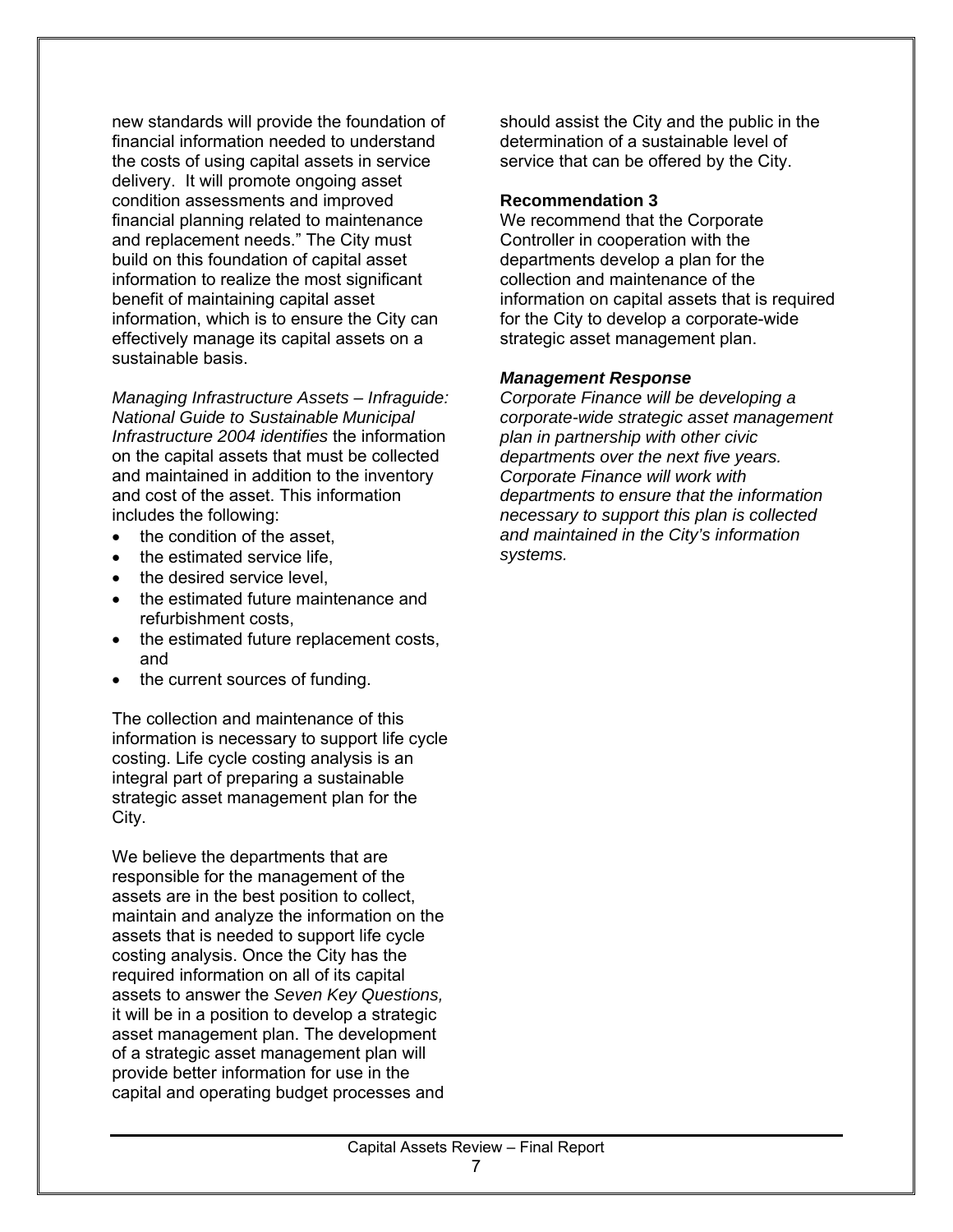new standards will provide the foundation of financial information needed to understand the costs of using capital assets in service delivery. It will promote ongoing asset condition assessments and improved financial planning related to maintenance and replacement needs." The City must build on this foundation of capital asset information to realize the most significant benefit of maintaining capital asset information, which is to ensure the City can effectively manage its capital assets on a sustainable basis.

*Managing Infrastructure Assets – Infraguide: National Guide to Sustainable Municipal Infrastructure 2004 identifies* the information on the capital assets that must be collected and maintained in addition to the inventory and cost of the asset. This information includes the following:

- the condition of the asset,
- the estimated service life,
- the desired service level,
- the estimated future maintenance and refurbishment costs,
- the estimated future replacement costs, and
- the current sources of funding.

The collection and maintenance of this information is necessary to support life cycle costing. Life cycle costing analysis is an integral part of preparing a sustainable strategic asset management plan for the City.

We believe the departments that are responsible for the management of the assets are in the best position to collect, maintain and analyze the information on the assets that is needed to support life cycle costing analysis. Once the City has the required information on all of its capital assets to answer the *Seven Key Questions,* it will be in a position to develop a strategic asset management plan. The development of a strategic asset management plan will provide better information for use in the capital and operating budget processes and should assist the City and the public in the determination of a sustainable level of service that can be offered by the City.

**Recommendation 3**

We recommend that the Corporate Controller in cooperation with the departments develop a plan for the collection and maintenance of the information on capital assets that is required for the City to develop a corporate-wide strategic asset management plan.

***Management Response***

*Corporate Finance will be developing a corporate-wide strategic asset management plan in partnership with other civic departments over the next five years. Corporate Finance will work with departments to ensure that the information necessary to support this plan is collected and maintained in the City's information systems.*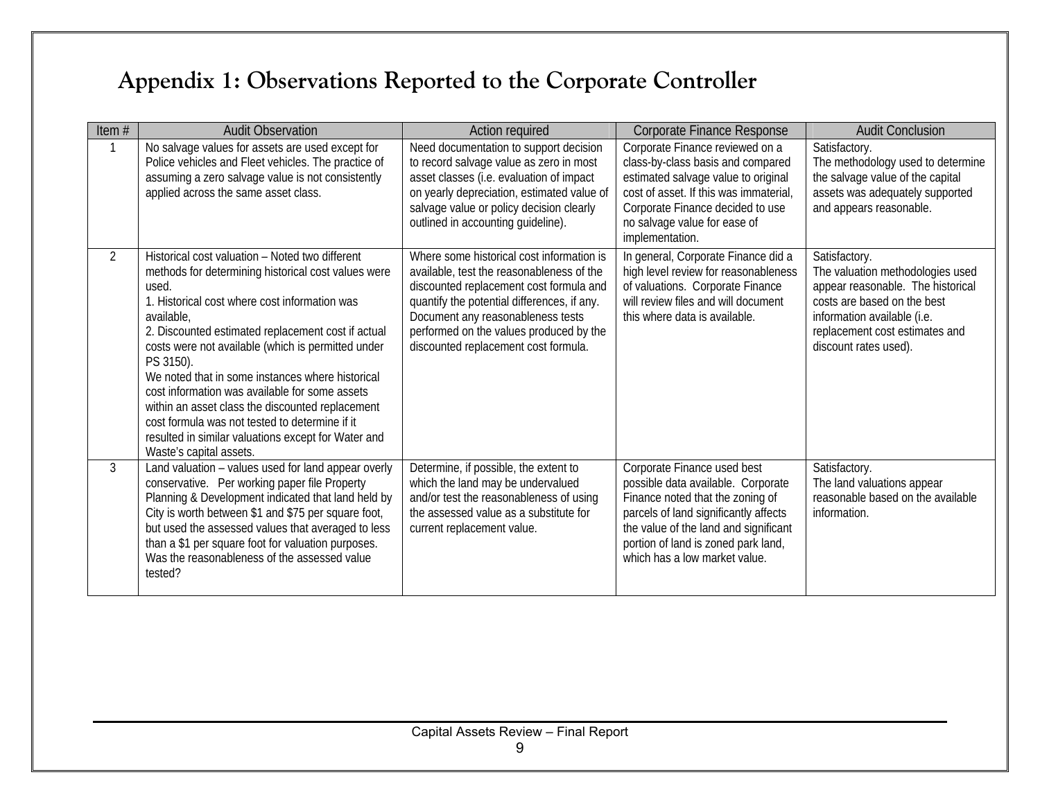# Appendix 1: Observations Reported to the Corporate Controller

| Item # | Audit Observation | Action required | Corporate Finance Response | Audit Conclusion |
|---|---|---|---|---|
| 1 | No salvage values for assets are used except for Police vehicles and Fleet vehicles. The practice of assuming a zero salvage value is not consistently applied across the same asset class. | Need documentation to support decision to record salvage value as zero in most asset classes (i.e. evaluation of impact on yearly depreciation, estimated value of salvage value or policy decision clearly outlined in accounting guideline). | Corporate Finance reviewed on a class-by-class basis and compared estimated salvage value to original cost of asset. If this was immaterial, Corporate Finance decided to use no salvage value for ease of implementation. | Satisfactory.<br>The methodology used to determine the salvage value of the capital assets was adequately supported and appears reasonable. |
| 2 | Historical cost valuation – Noted two different methods for determining historical cost values were used.<br>1. Historical cost where cost information was available,<br>2. Discounted estimated replacement cost if actual costs were not available (which is permitted under PS 3150).<br>We noted that in some instances where historical cost information was available for some assets within an asset class the discounted replacement cost formula was not tested to determine if it resulted in similar valuations except for Water and Waste's capital assets. | Where some historical cost information is available, test the reasonableness of the discounted replacement cost formula and quantify the potential differences, if any. Document any reasonableness tests performed on the values produced by the discounted replacement cost formula. | In general, Corporate Finance did a high level review for reasonableness of valuations. Corporate Finance will review files and will document this where data is available. | Satisfactory.<br>The valuation methodologies used appear reasonable. The historical costs are based on the best information available (i.e. replacement cost estimates and discount rates used). |
| 3 | Land valuation – values used for land appear overly conservative. Per working paper file Property Planning & Development indicated that land held by City is worth between $1 and $75 per square foot, but used the assessed values that averaged to less than a $1 per square foot for valuation purposes. Was the reasonableness of the assessed value tested? | Determine, if possible, the extent to which the land may be undervalued and/or test the reasonableness of using the assessed value as a substitute for current replacement value. | Corporate Finance used best possible data available. Corporate Finance noted that the zoning of parcels of land significantly affects the value of the land and significant portion of land is zoned park land, which has a low market value. | Satisfactory.<br>The land valuations appear reasonable based on the available information. |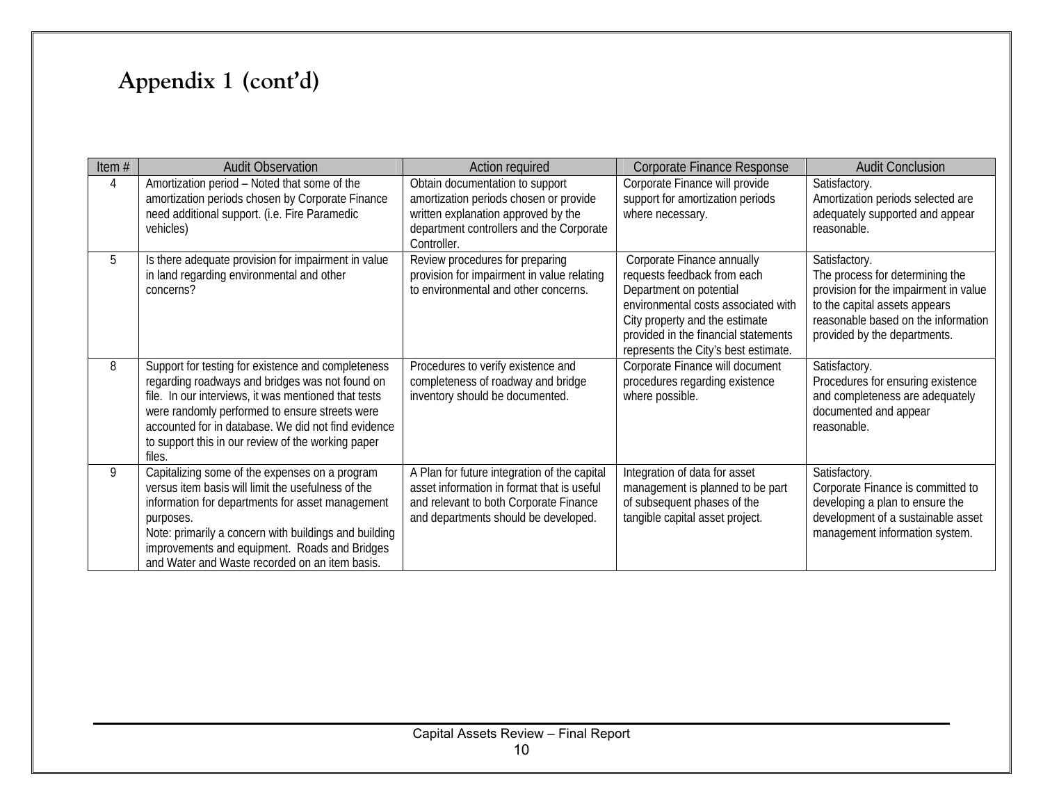# Appendix 1 (cont'd)

| Item # | Audit Observation | Action required | Corporate Finance Response | Audit Conclusion |
|---|---|---|---|---|
| 4 | Amortization period – Noted that some of the amortization periods chosen by Corporate Finance need additional support. (i.e. Fire Paramedic vehicles) | Obtain documentation to support amortization periods chosen or provide written explanation approved by the department controllers and the Corporate Controller. | Corporate Finance will provide support for amortization periods where necessary. | Satisfactory. Amortization periods selected are adequately supported and appear reasonable. |
| 5 | Is there adequate provision for impairment in value in land regarding environmental and other concerns? | Review procedures for preparing provision for impairment in value relating to environmental and other concerns. | Corporate Finance annually requests feedback from each Department on potential environmental costs associated with City property and the estimate provided in the financial statements represents the City's best estimate. | Satisfactory. The process for determining the provision for the impairment in value to the capital assets appears reasonable based on the information provided by the departments. |
| 8 | Support for testing for existence and completeness regarding roadways and bridges was not found on file. In our interviews, it was mentioned that tests were randomly performed to ensure streets were accounted for in database. We did not find evidence to support this in our review of the working paper files. | Procedures to verify existence and completeness of roadway and bridge inventory should be documented. | Corporate Finance will document procedures regarding existence where possible. | Satisfactory. Procedures for ensuring existence and completeness are adequately documented and appear reasonable. |
| 9 | Capitalizing some of the expenses on a program versus item basis will limit the usefulness of the information for departments for asset management purposes.<br>Note: primarily a concern with buildings and building improvements and equipment. Roads and Bridges and Water and Waste recorded on an item basis. | A Plan for future integration of the capital asset information in format that is useful and relevant to both Corporate Finance and departments should be developed. | Integration of data for asset management is planned to be part of subsequent phases of the tangible capital asset project. | Satisfactory. Corporate Finance is committed to developing a plan to ensure the development of a sustainable asset management information system. |